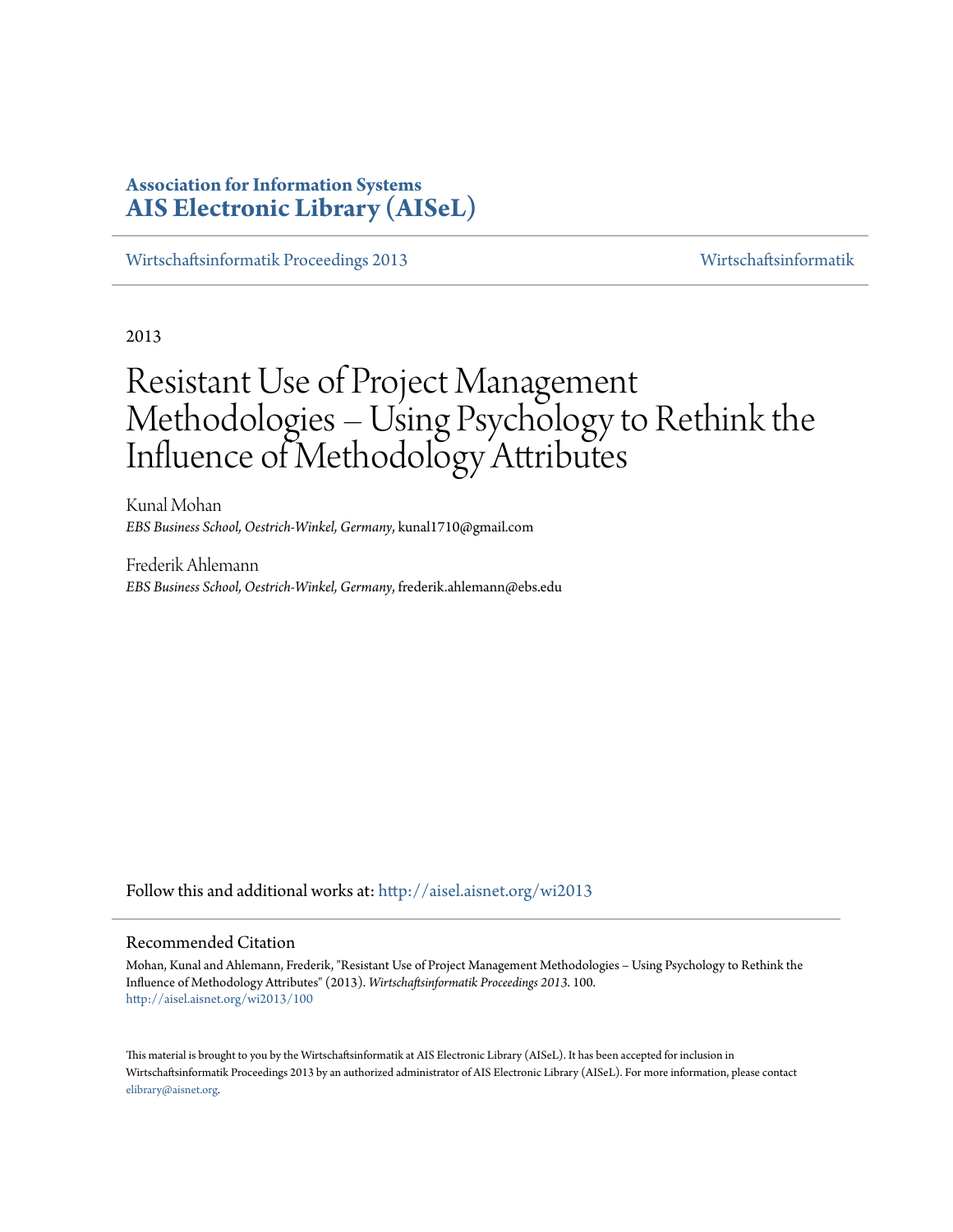**Association for Information Systems**
**AIS Electronic Library (AISeL)**

Wirtschaftsinformatik Proceedings 2013 | Wirtschaftsinformatik

2013

# Resistant Use of Project Management Methodologies – Using Psychology to Rethink the Influence of Methodology Attributes

Kunal Mohan
*EBS Business School, Oestrich-Winkel, Germany*, kunal1710@gmail.com

Frederik Ahlemann
*EBS Business School, Oestrich-Winkel, Germany*, frederik.ahlemann@ebs.edu

Follow this and additional works at: http://aisel.aisnet.org/wi2013

## Recommended Citation

Mohan, Kunal and Ahlemann, Frederik, "Resistant Use of Project Management Methodologies – Using Psychology to Rethink the Influence of Methodology Attributes" (2013). *Wirtschaftsinformatik Proceedings 2013*. 100.
http://aisel.aisnet.org/wi2013/100

This material is brought to you by the Wirtschaftsinformatik at AIS Electronic Library (AISeL). It has been accepted for inclusion in Wirtschaftsinformatik Proceedings 2013 by an authorized administrator of AIS Electronic Library (AISeL). For more information, please contact elibrary@aisnet.org.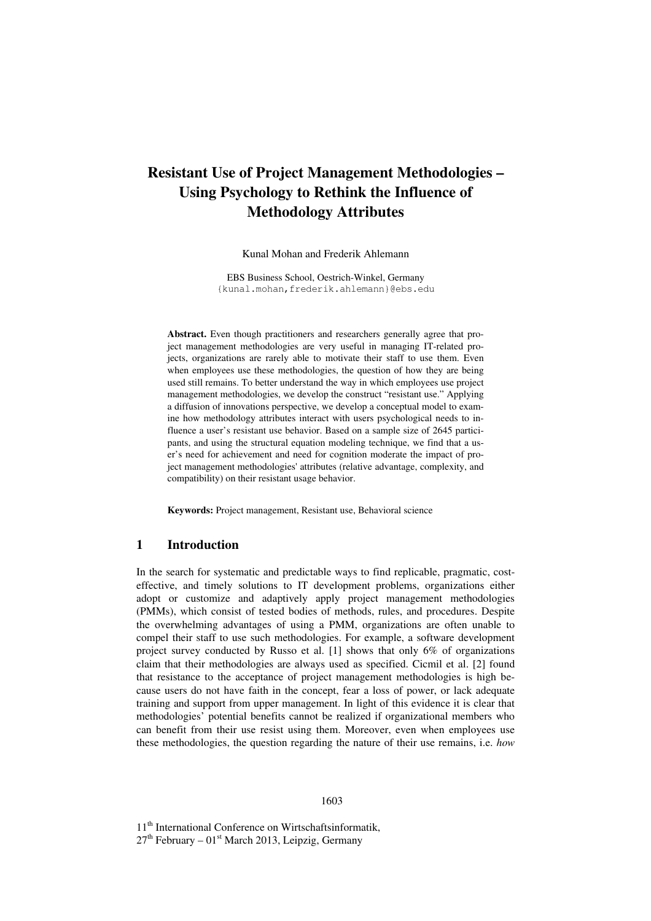# Resistant Use of Project Management Methodologies – Using Psychology to Rethink the Influence of Methodology Attributes

Kunal Mohan and Frederik Ahlemann

EBS Business School, Oestrich-Winkel, Germany
{kunal.mohan,frederik.ahlemann}@ebs.edu

**Abstract.** Even though practitioners and researchers generally agree that project management methodologies are very useful in managing IT-related projects, organizations are rarely able to motivate their staff to use them. Even when employees use these methodologies, the question of how they are being used still remains. To better understand the way in which employees use project management methodologies, we develop the construct "resistant use." Applying a diffusion of innovations perspective, we develop a conceptual model to examine how methodology attributes interact with users psychological needs to influence a user's resistant use behavior. Based on a sample size of 2645 participants, and using the structural equation modeling technique, we find that a user's need for achievement and need for cognition moderate the impact of project management methodologies' attributes (relative advantage, complexity, and compatibility) on their resistant usage behavior.

**Keywords:** Project management, Resistant use, Behavioral science

## 1 Introduction

In the search for systematic and predictable ways to find replicable, pragmatic, cost-effective, and timely solutions to IT development problems, organizations either adopt or customize and adaptively apply project management methodologies (PMMs), which consist of tested bodies of methods, rules, and procedures. Despite the overwhelming advantages of using a PMM, organizations are often unable to compel their staff to use such methodologies. For example, a software development project survey conducted by Russo et al. [1] shows that only 6% of organizations claim that their methodologies are always used as specified. Cicmil et al. [2] found that resistance to the acceptance of project management methodologies is high because users do not have faith in the concept, fear a loss of power, or lack adequate training and support from upper management. In light of this evidence it is clear that methodologies' potential benefits cannot be realized if organizational members who can benefit from their use resist using them. Moreover, even when employees use these methodologies, the question regarding the nature of their use remains, i.e. *how*

11[th] International Conference on Wirtschaftsinformatik,
27[th] February – 01[st] March 2013, Leipzig, Germany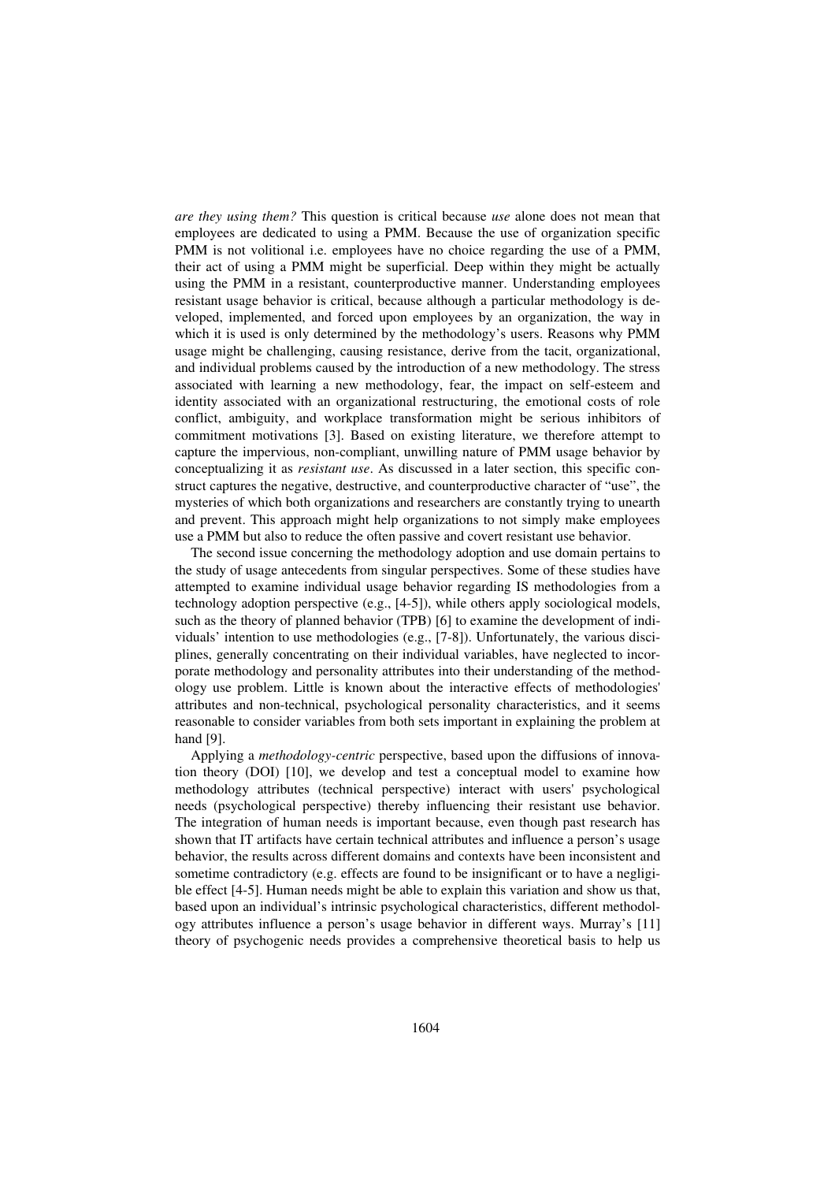*are they using them?* This question is critical because *use* alone does not mean that employees are dedicated to using a PMM. Because the use of organization specific PMM is not volitional i.e. employees have no choice regarding the use of a PMM, their act of using a PMM might be superficial. Deep within they might be actually using the PMM in a resistant, counterproductive manner. Understanding employees resistant usage behavior is critical, because although a particular methodology is developed, implemented, and forced upon employees by an organization, the way in which it is used is only determined by the methodology's users. Reasons why PMM usage might be challenging, causing resistance, derive from the tacit, organizational, and individual problems caused by the introduction of a new methodology. The stress associated with learning a new methodology, fear, the impact on self-esteem and identity associated with an organizational restructuring, the emotional costs of role conflict, ambiguity, and workplace transformation might be serious inhibitors of commitment motivations [3]. Based on existing literature, we therefore attempt to capture the impervious, non-compliant, unwilling nature of PMM usage behavior by conceptualizing it as *resistant use*. As discussed in a later section, this specific construct captures the negative, destructive, and counterproductive character of "use", the mysteries of which both organizations and researchers are constantly trying to unearth and prevent. This approach might help organizations to not simply make employees use a PMM but also to reduce the often passive and covert resistant use behavior.

The second issue concerning the methodology adoption and use domain pertains to the study of usage antecedents from singular perspectives. Some of these studies have attempted to examine individual usage behavior regarding IS methodologies from a technology adoption perspective (e.g., [4-5]), while others apply sociological models, such as the theory of planned behavior (TPB) [6] to examine the development of individuals' intention to use methodologies (e.g., [7-8]). Unfortunately, the various disciplines, generally concentrating on their individual variables, have neglected to incorporate methodology and personality attributes into their understanding of the methodology use problem. Little is known about the interactive effects of methodologies' attributes and non-technical, psychological personality characteristics, and it seems reasonable to consider variables from both sets important in explaining the problem at hand [9].

Applying a *methodology-centric* perspective, based upon the diffusions of innovation theory (DOI) [10], we develop and test a conceptual model to examine how methodology attributes (technical perspective) interact with users' psychological needs (psychological perspective) thereby influencing their resistant use behavior. The integration of human needs is important because, even though past research has shown that IT artifacts have certain technical attributes and influence a person's usage behavior, the results across different domains and contexts have been inconsistent and sometime contradictory (e.g. effects are found to be insignificant or to have a negligible effect [4-5]. Human needs might be able to explain this variation and show us that, based upon an individual's intrinsic psychological characteristics, different methodology attributes influence a person's usage behavior in different ways. Murray's [11] theory of psychogenic needs provides a comprehensive theoretical basis to help us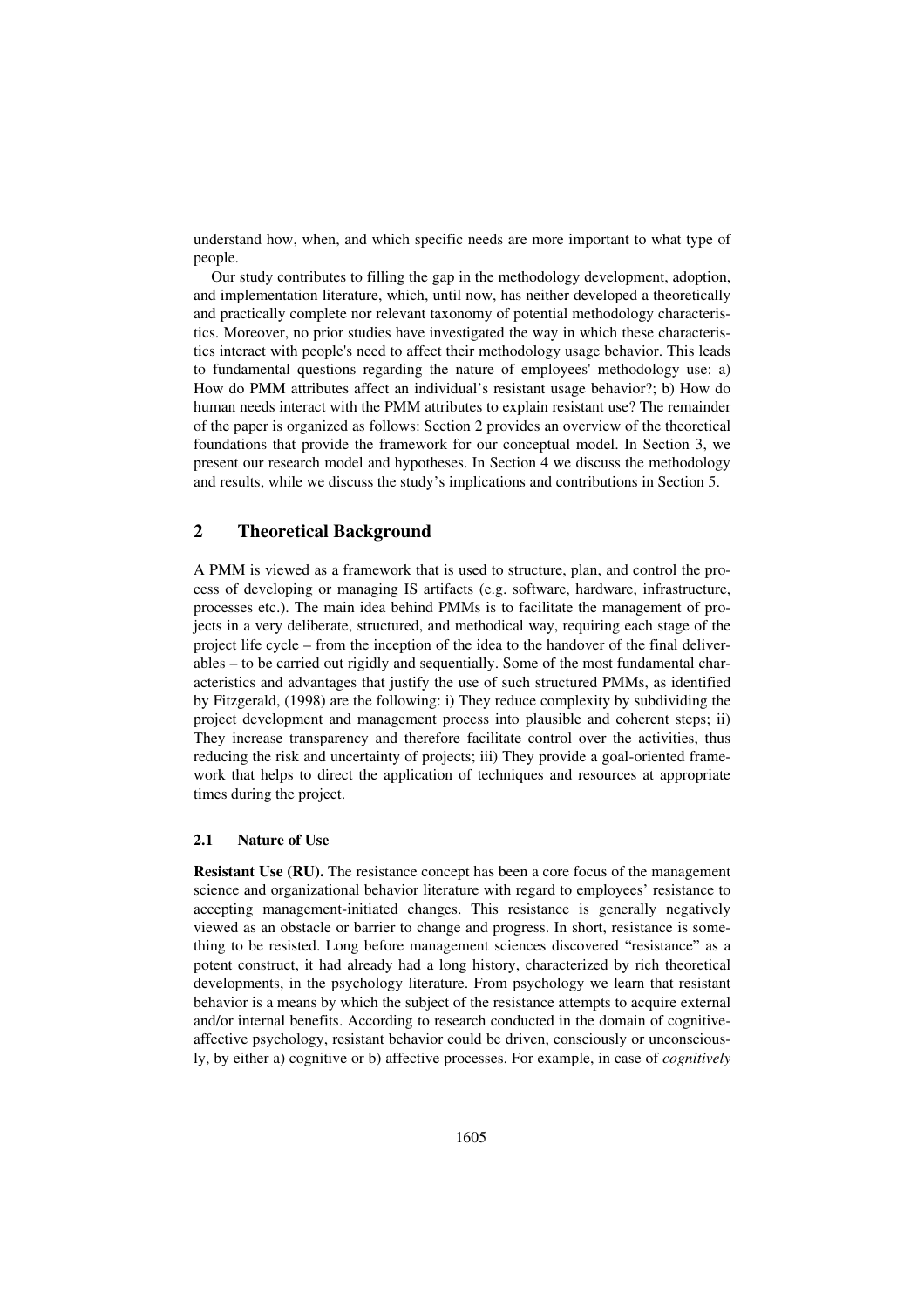understand how, when, and which specific needs are more important to what type of people.

Our study contributes to filling the gap in the methodology development, adoption, and implementation literature, which, until now, has neither developed a theoretically and practically complete nor relevant taxonomy of potential methodology characteristics. Moreover, no prior studies have investigated the way in which these characteristics interact with people's need to affect their methodology usage behavior. This leads to fundamental questions regarding the nature of employees' methodology use: a) How do PMM attributes affect an individual's resistant usage behavior?; b) How do human needs interact with the PMM attributes to explain resistant use? The remainder of the paper is organized as follows: Section 2 provides an overview of the theoretical foundations that provide the framework for our conceptual model. In Section 3, we present our research model and hypotheses. In Section 4 we discuss the methodology and results, while we discuss the study's implications and contributions in Section 5.

## 2 Theoretical Background

A PMM is viewed as a framework that is used to structure, plan, and control the process of developing or managing IS artifacts (e.g. software, hardware, infrastructure, processes etc.). The main idea behind PMMs is to facilitate the management of projects in a very deliberate, structured, and methodical way, requiring each stage of the project life cycle – from the inception of the idea to the handover of the final deliverables – to be carried out rigidly and sequentially. Some of the most fundamental characteristics and advantages that justify the use of such structured PMMs, as identified by Fitzgerald, (1998) are the following: i) They reduce complexity by subdividing the project development and management process into plausible and coherent steps; ii) They increase transparency and therefore facilitate control over the activities, thus reducing the risk and uncertainty of projects; iii) They provide a goal-oriented framework that helps to direct the application of techniques and resources at appropriate times during the project.

### 2.1 Nature of Use

**Resistant Use (RU).** The resistance concept has been a core focus of the management science and organizational behavior literature with regard to employees' resistance to accepting management-initiated changes. This resistance is generally negatively viewed as an obstacle or barrier to change and progress. In short, resistance is something to be resisted. Long before management sciences discovered "resistance" as a potent construct, it had already had a long history, characterized by rich theoretical developments, in the psychology literature. From psychology we learn that resistant behavior is a means by which the subject of the resistance attempts to acquire external and/or internal benefits. According to research conducted in the domain of cognitive-affective psychology, resistant behavior could be driven, consciously or unconsciously, by either a) cognitive or b) affective processes. For example, in case of *cognitively*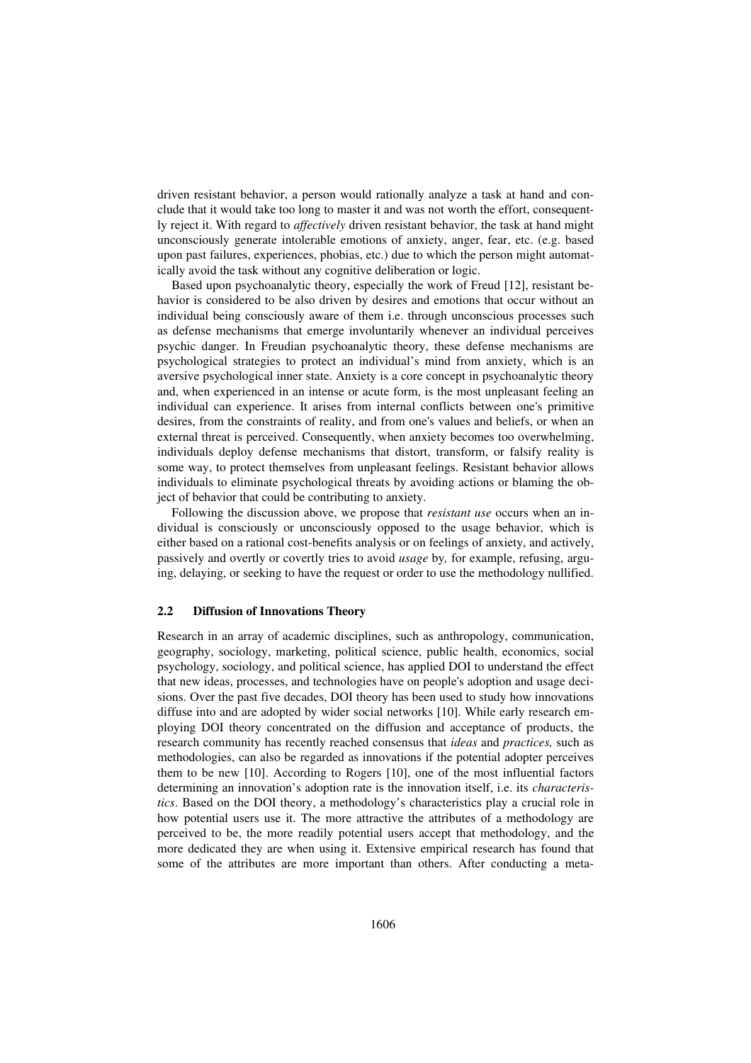driven resistant behavior, a person would rationally analyze a task at hand and conclude that it would take too long to master it and was not worth the effort, consequently reject it. With regard to *affectively* driven resistant behavior, the task at hand might unconsciously generate intolerable emotions of anxiety, anger, fear, etc. (e.g. based upon past failures, experiences, phobias, etc.) due to which the person might automatically avoid the task without any cognitive deliberation or logic.

Based upon psychoanalytic theory, especially the work of Freud [12], resistant behavior is considered to be also driven by desires and emotions that occur without an individual being consciously aware of them i.e. through unconscious processes such as defense mechanisms that emerge involuntarily whenever an individual perceives psychic danger. In Freudian psychoanalytic theory, these defense mechanisms are psychological strategies to protect an individual's mind from anxiety, which is an aversive psychological inner state. Anxiety is a core concept in psychoanalytic theory and, when experienced in an intense or acute form, is the most unpleasant feeling an individual can experience. It arises from internal conflicts between one's primitive desires, from the constraints of reality, and from one's values and beliefs, or when an external threat is perceived. Consequently, when anxiety becomes too overwhelming, individuals deploy defense mechanisms that distort, transform, or falsify reality is some way, to protect themselves from unpleasant feelings. Resistant behavior allows individuals to eliminate psychological threats by avoiding actions or blaming the object of behavior that could be contributing to anxiety.

Following the discussion above, we propose that *resistant use* occurs when an individual is consciously or unconsciously opposed to the usage behavior, which is either based on a rational cost-benefits analysis or on feelings of anxiety, and actively, passively and overtly or covertly tries to avoid *usage* by*,* for example, refusing, arguing, delaying, or seeking to have the request or order to use the methodology nullified.

### 2.2 Diffusion of Innovations Theory

Research in an array of academic disciplines, such as anthropology, communication, geography, sociology, marketing, political science, public health, economics, social psychology, sociology, and political science, has applied DOI to understand the effect that new ideas, processes, and technologies have on people's adoption and usage decisions. Over the past five decades, DOI theory has been used to study how innovations diffuse into and are adopted by wider social networks [10]. While early research employing DOI theory concentrated on the diffusion and acceptance of products, the research community has recently reached consensus that *ideas* and *practices,* such as methodologies, can also be regarded as innovations if the potential adopter perceives them to be new [10]. According to Rogers [10], one of the most influential factors determining an innovation's adoption rate is the innovation itself, i.e. its *characteristics*. Based on the DOI theory, a methodology's characteristics play a crucial role in how potential users use it. The more attractive the attributes of a methodology are perceived to be, the more readily potential users accept that methodology, and the more dedicated they are when using it. Extensive empirical research has found that some of the attributes are more important than others. After conducting a meta-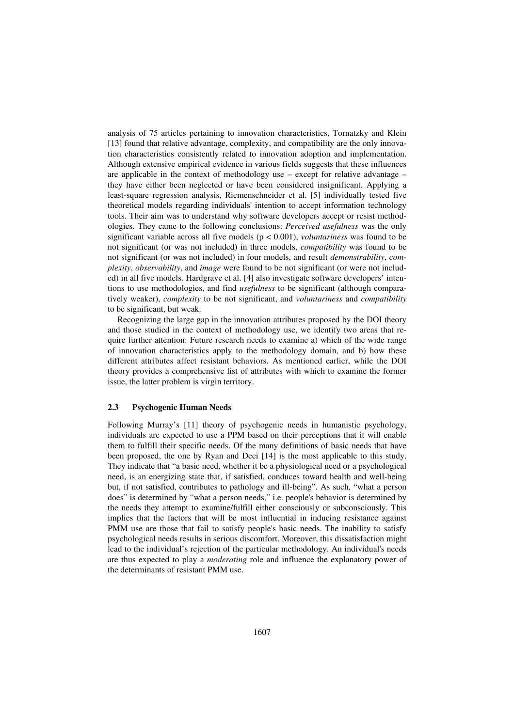analysis of 75 articles pertaining to innovation characteristics, Tornatzky and Klein [13] found that relative advantage, complexity, and compatibility are the only innovation characteristics consistently related to innovation adoption and implementation. Although extensive empirical evidence in various fields suggests that these influences are applicable in the context of methodology use – except for relative advantage – they have either been neglected or have been considered insignificant. Applying a least-square regression analysis, Riemenschneider et al. [5] individually tested five theoretical models regarding individuals' intention to accept information technology tools. Their aim was to understand why software developers accept or resist methodologies. They came to the following conclusions: *Perceived usefulness* was the only significant variable across all five models ($p < 0.001$), *voluntariness* was found to be not significant (or was not included) in three models, *compatibility* was found to be not significant (or was not included) in four models, and result *demonstrability*, *complexity*, *observability*, and *image* were found to be not significant (or were not included) in all five models. Hardgrave et al. [4] also investigate software developers' intentions to use methodologies, and find *usefulness* to be significant (although comparatively weaker), *complexity* to be not significant, and *voluntariness* and *compatibility* to be significant, but weak.

Recognizing the large gap in the innovation attributes proposed by the DOI theory and those studied in the context of methodology use, we identify two areas that require further attention: Future research needs to examine a) which of the wide range of innovation characteristics apply to the methodology domain, and b) how these different attributes affect resistant behaviors. As mentioned earlier, while the DOI theory provides a comprehensive list of attributes with which to examine the former issue, the latter problem is virgin territory.

### 2.3 Psychogenic Human Needs

Following Murray's [11] theory of psychogenic needs in humanistic psychology, individuals are expected to use a PPM based on their perceptions that it will enable them to fulfill their specific needs. Of the many definitions of basic needs that have been proposed, the one by Ryan and Deci [14] is the most applicable to this study. They indicate that "a basic need, whether it be a physiological need or a psychological need, is an energizing state that, if satisfied, conduces toward health and well-being but, if not satisfied, contributes to pathology and ill-being". As such, "what a person does" is determined by "what a person needs," i.e. people's behavior is determined by the needs they attempt to examine/fulfill either consciously or subconsciously. This implies that the factors that will be most influential in inducing resistance against PMM use are those that fail to satisfy people's basic needs. The inability to satisfy psychological needs results in serious discomfort. Moreover, this dissatisfaction might lead to the individual's rejection of the particular methodology. An individual's needs are thus expected to play a *moderating* role and influence the explanatory power of the determinants of resistant PMM use.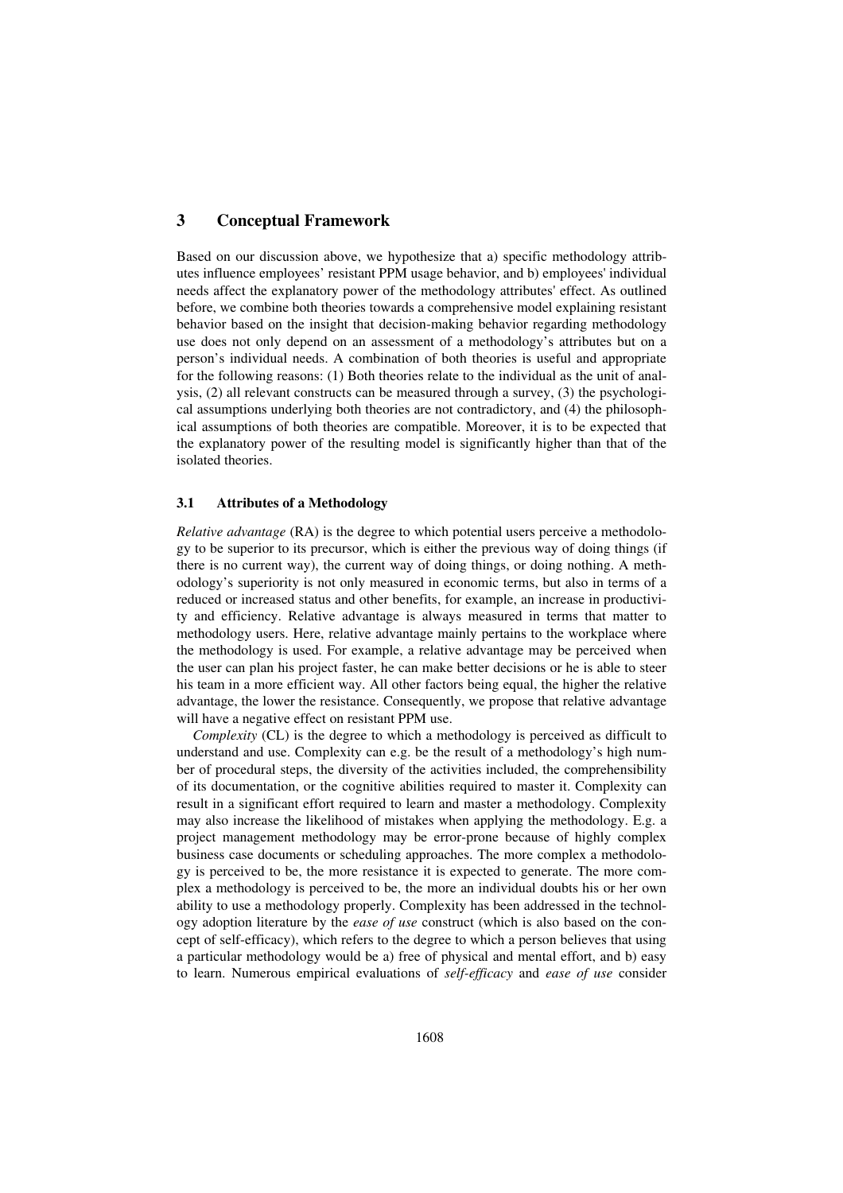## 3 Conceptual Framework

Based on our discussion above, we hypothesize that a) specific methodology attributes influence employees' resistant PPM usage behavior, and b) employees' individual needs affect the explanatory power of the methodology attributes' effect. As outlined before, we combine both theories towards a comprehensive model explaining resistant behavior based on the insight that decision-making behavior regarding methodology use does not only depend on an assessment of a methodology's attributes but on a person's individual needs. A combination of both theories is useful and appropriate for the following reasons: (1) Both theories relate to the individual as the unit of analysis, (2) all relevant constructs can be measured through a survey, (3) the psychological assumptions underlying both theories are not contradictory, and (4) the philosophical assumptions of both theories are compatible. Moreover, it is to be expected that the explanatory power of the resulting model is significantly higher than that of the isolated theories.

### 3.1 Attributes of a Methodology

*Relative advantage* (RA) is the degree to which potential users perceive a methodology to be superior to its precursor, which is either the previous way of doing things (if there is no current way), the current way of doing things, or doing nothing. A methodology's superiority is not only measured in economic terms, but also in terms of a reduced or increased status and other benefits, for example, an increase in productivity and efficiency. Relative advantage is always measured in terms that matter to methodology users. Here, relative advantage mainly pertains to the workplace where the methodology is used. For example, a relative advantage may be perceived when the user can plan his project faster, he can make better decisions or he is able to steer his team in a more efficient way. All other factors being equal, the higher the relative advantage, the lower the resistance. Consequently, we propose that relative advantage will have a negative effect on resistant PPM use.

*Complexity* (CL) is the degree to which a methodology is perceived as difficult to understand and use. Complexity can e.g. be the result of a methodology's high number of procedural steps, the diversity of the activities included, the comprehensibility of its documentation, or the cognitive abilities required to master it. Complexity can result in a significant effort required to learn and master a methodology. Complexity may also increase the likelihood of mistakes when applying the methodology. E.g. a project management methodology may be error-prone because of highly complex business case documents or scheduling approaches. The more complex a methodology is perceived to be, the more resistance it is expected to generate. The more complex a methodology is perceived to be, the more an individual doubts his or her own ability to use a methodology properly. Complexity has been addressed in the technology adoption literature by the *ease of use* construct (which is also based on the concept of self-efficacy), which refers to the degree to which a person believes that using a particular methodology would be a) free of physical and mental effort, and b) easy to learn. Numerous empirical evaluations of *self-efficacy* and *ease of use* consider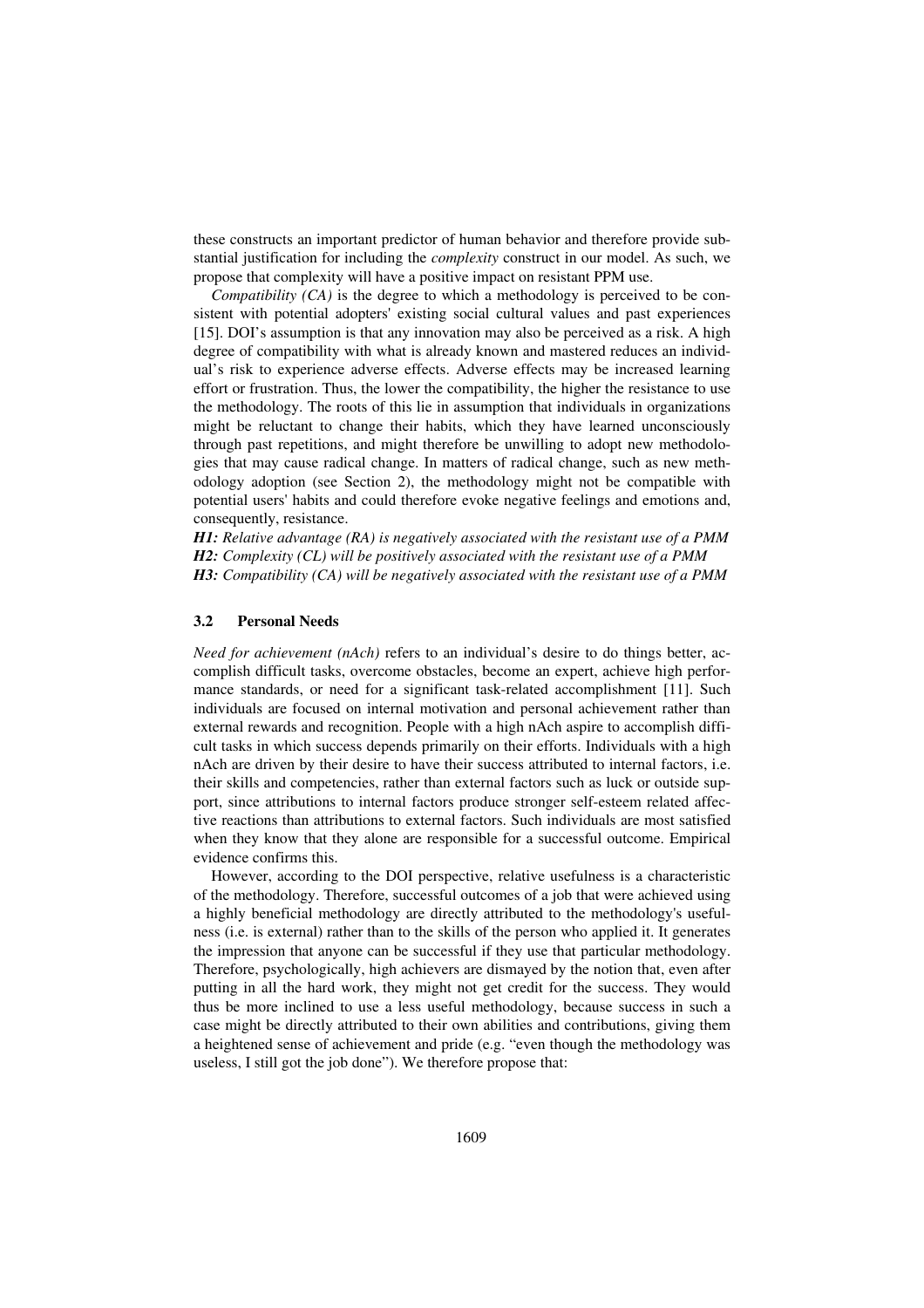these constructs an important predictor of human behavior and therefore provide substantial justification for including the *complexity* construct in our model. As such, we propose that complexity will have a positive impact on resistant PPM use.

*Compatibility (CA)* is the degree to which a methodology is perceived to be consistent with potential adopters' existing social cultural values and past experiences [15]. DOI's assumption is that any innovation may also be perceived as a risk. A high degree of compatibility with what is already known and mastered reduces an individual's risk to experience adverse effects. Adverse effects may be increased learning effort or frustration. Thus, the lower the compatibility, the higher the resistance to use the methodology. The roots of this lie in assumption that individuals in organizations might be reluctant to change their habits, which they have learned unconsciously through past repetitions, and might therefore be unwilling to adopt new methodologies that may cause radical change. In matters of radical change, such as new methodology adoption (see Section 2), the methodology might not be compatible with potential users' habits and could therefore evoke negative feelings and emotions and, consequently, resistance.

***H1:*** *Relative advantage (RA) is negatively associated with the resistant use of a PMM*
***H2:*** *Complexity (CL) will be positively associated with the resistant use of a PMM*
***H3:*** *Compatibility (CA) will be negatively associated with the resistant use of a PMM*

### 3.2 Personal Needs

*Need for achievement (nAch)* refers to an individual's desire to do things better, accomplish difficult tasks, overcome obstacles, become an expert, achieve high performance standards, or need for a significant task-related accomplishment [11]. Such individuals are focused on internal motivation and personal achievement rather than external rewards and recognition. People with a high nAch aspire to accomplish difficult tasks in which success depends primarily on their efforts. Individuals with a high nAch are driven by their desire to have their success attributed to internal factors, i.e. their skills and competencies, rather than external factors such as luck or outside support, since attributions to internal factors produce stronger self-esteem related affective reactions than attributions to external factors. Such individuals are most satisfied when they know that they alone are responsible for a successful outcome. Empirical evidence confirms this.

However, according to the DOI perspective, relative usefulness is a characteristic of the methodology. Therefore, successful outcomes of a job that were achieved using a highly beneficial methodology are directly attributed to the methodology's usefulness (i.e. is external) rather than to the skills of the person who applied it. It generates the impression that anyone can be successful if they use that particular methodology. Therefore, psychologically, high achievers are dismayed by the notion that, even after putting in all the hard work, they might not get credit for the success. They would thus be more inclined to use a less useful methodology, because success in such a case might be directly attributed to their own abilities and contributions, giving them a heightened sense of achievement and pride (e.g. "even though the methodology was useless, I still got the job done"). We therefore propose that: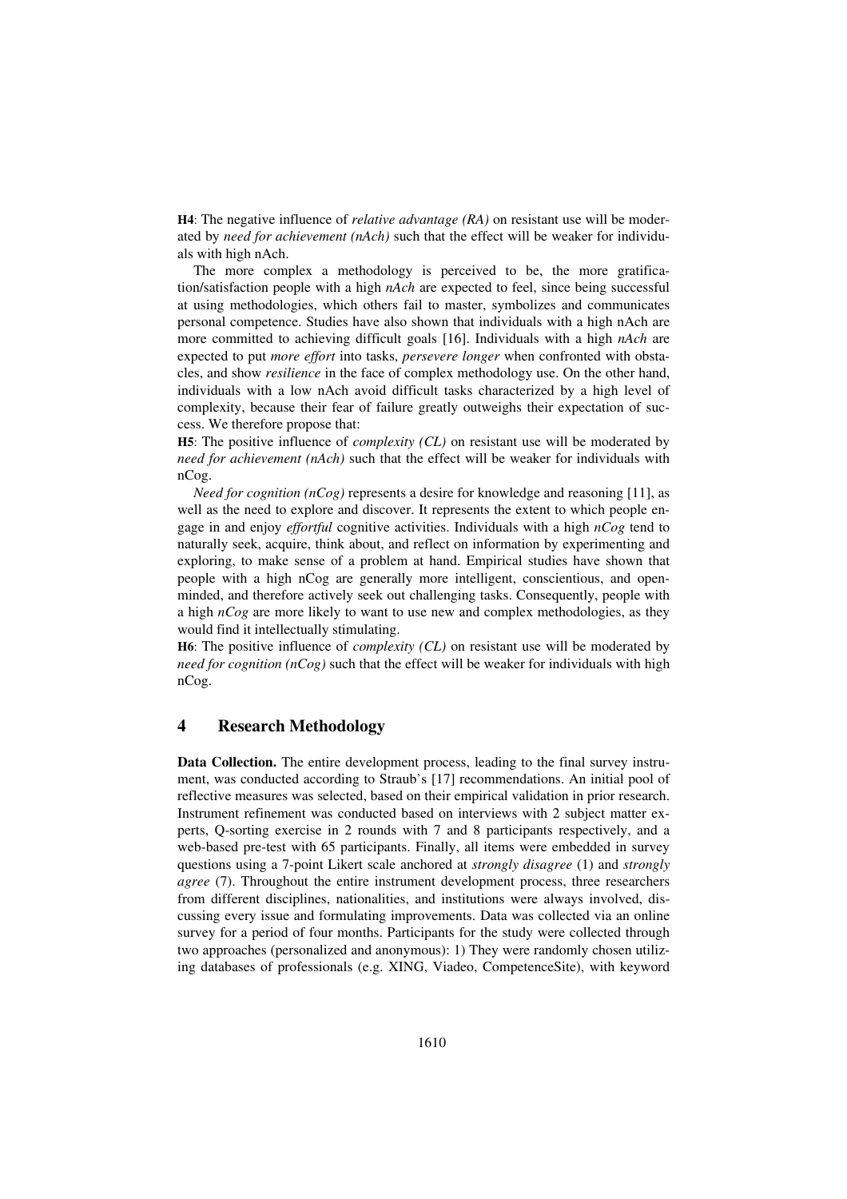**H4**: The negative influence of *relative advantage (RA)* on resistant use will be moderated by *need for achievement (nAch)* such that the effect will be weaker for individuals with high nAch.

The more complex a methodology is perceived to be, the more gratification/satisfaction people with a high *nAch* are expected to feel, since being successful at using methodologies, which others fail to master, symbolizes and communicates personal competence. Studies have also shown that individuals with a high nAch are more committed to achieving difficult goals [16]. Individuals with a high *nAch* are expected to put *more effort* into tasks, *persevere longer* when confronted with obstacles, and show *resilience* in the face of complex methodology use. On the other hand, individuals with a low nAch avoid difficult tasks characterized by a high level of complexity, because their fear of failure greatly outweighs their expectation of success. We therefore propose that:

**H5**: The positive influence of *complexity (CL)* on resistant use will be moderated by *need for achievement (nAch)* such that the effect will be weaker for individuals with nCog.

*Need for cognition (nCog)* represents a desire for knowledge and reasoning [11], as well as the need to explore and discover. It represents the extent to which people engage in and enjoy *effortful* cognitive activities. Individuals with a high *nCog* tend to naturally seek, acquire, think about, and reflect on information by experimenting and exploring, to make sense of a problem at hand. Empirical studies have shown that people with a high nCog are generally more intelligent, conscientious, and open-minded, and therefore actively seek out challenging tasks. Consequently, people with a high *nCog* are more likely to want to use new and complex methodologies, as they would find it intellectually stimulating.

**H6**: The positive influence of *complexity (CL)* on resistant use will be moderated by *need for cognition (nCog)* such that the effect will be weaker for individuals with high nCog.

## 4 Research Methodology

**Data Collection.** The entire development process, leading to the final survey instrument, was conducted according to Straub's [17] recommendations. An initial pool of reflective measures was selected, based on their empirical validation in prior research. Instrument refinement was conducted based on interviews with 2 subject matter experts, Q-sorting exercise in 2 rounds with 7 and 8 participants respectively, and a web-based pre-test with 65 participants. Finally, all items were embedded in survey questions using a 7-point Likert scale anchored at *strongly disagree* (1) and *strongly agree* (7). Throughout the entire instrument development process, three researchers from different disciplines, nationalities, and institutions were always involved, discussing every issue and formulating improvements. Data was collected via an online survey for a period of four months. Participants for the study were collected through two approaches (personalized and anonymous): 1) They were randomly chosen utilizing databases of professionals (e.g. XING, Viadeo, CompetenceSite), with keyword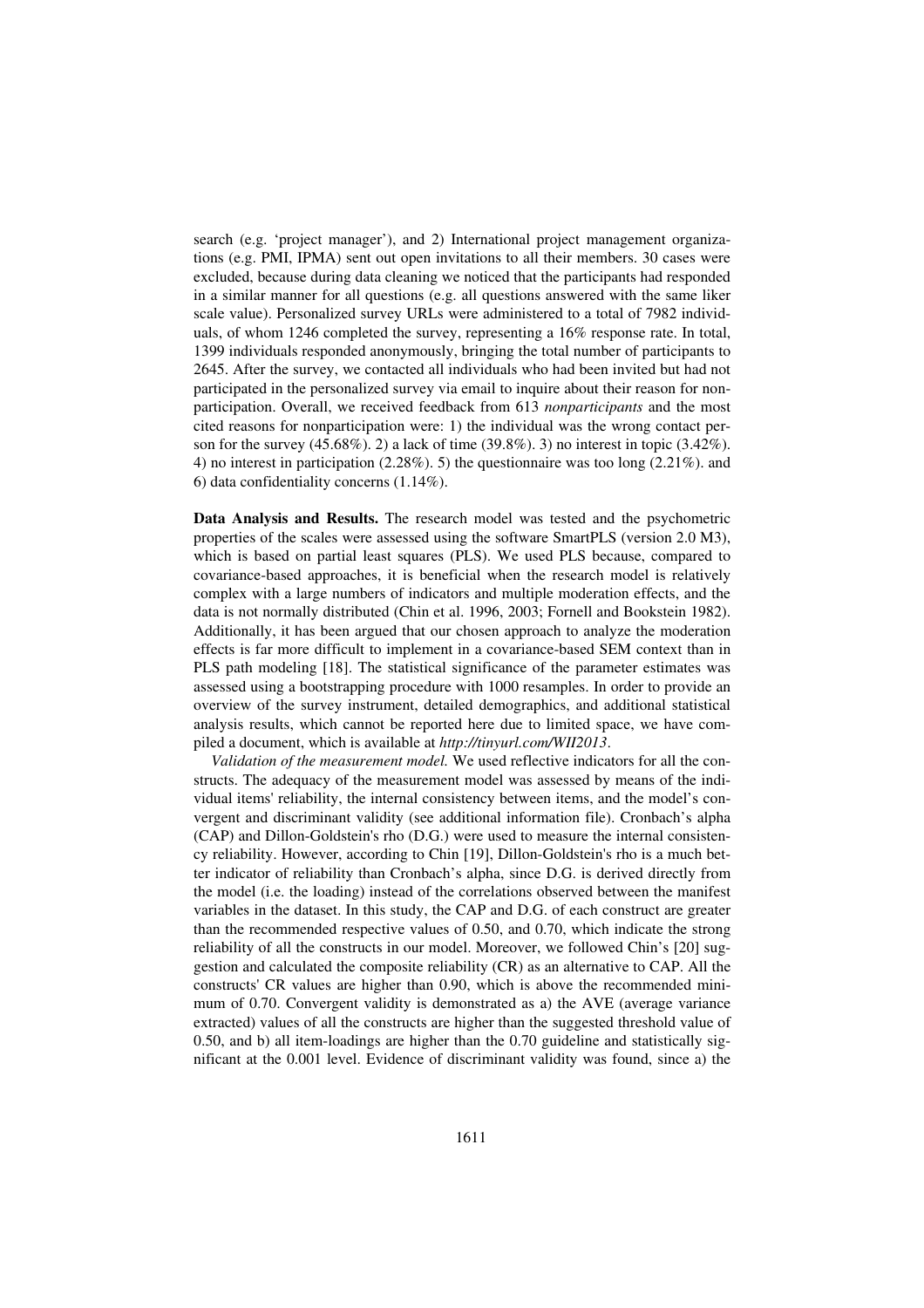search (e.g. 'project manager'), and 2) International project management organizations (e.g. PMI, IPMA) sent out open invitations to all their members. 30 cases were excluded, because during data cleaning we noticed that the participants had responded in a similar manner for all questions (e.g. all questions answered with the same liker scale value). Personalized survey URLs were administered to a total of 7982 individuals, of whom 1246 completed the survey, representing a 16% response rate. In total, 1399 individuals responded anonymously, bringing the total number of participants to 2645. After the survey, we contacted all individuals who had been invited but had not participated in the personalized survey via email to inquire about their reason for nonparticipation. Overall, we received feedback from 613 *nonparticipants* and the most cited reasons for nonparticipation were: 1) the individual was the wrong contact person for the survey (45.68%). 2) a lack of time (39.8%). 3) no interest in topic (3.42%). 4) no interest in participation (2.28%). 5) the questionnaire was too long (2.21%). and 6) data confidentiality concerns (1.14%).

**Data Analysis and Results.** The research model was tested and the psychometric properties of the scales were assessed using the software SmartPLS (version 2.0 M3), which is based on partial least squares (PLS). We used PLS because, compared to covariance-based approaches, it is beneficial when the research model is relatively complex with a large numbers of indicators and multiple moderation effects, and the data is not normally distributed (Chin et al. 1996, 2003; Fornell and Bookstein 1982). Additionally, it has been argued that our chosen approach to analyze the moderation effects is far more difficult to implement in a covariance-based SEM context than in PLS path modeling [18]. The statistical significance of the parameter estimates was assessed using a bootstrapping procedure with 1000 resamples. In order to provide an overview of the survey instrument, detailed demographics, and additional statistical analysis results, which cannot be reported here due to limited space, we have compiled a document, which is available at *http://tinyurl.com/WII2013*.

*Validation of the measurement model.* We used reflective indicators for all the constructs. The adequacy of the measurement model was assessed by means of the individual items' reliability, the internal consistency between items, and the model's convergent and discriminant validity (see additional information file). Cronbach's alpha (CAP) and Dillon-Goldstein's rho (D.G.) were used to measure the internal consistency reliability. However, according to Chin [19], Dillon-Goldstein's rho is a much better indicator of reliability than Cronbach's alpha, since D.G. is derived directly from the model (i.e. the loading) instead of the correlations observed between the manifest variables in the dataset. In this study, the CAP and D.G. of each construct are greater than the recommended respective values of 0.50, and 0.70, which indicate the strong reliability of all the constructs in our model. Moreover, we followed Chin's [20] suggestion and calculated the composite reliability (CR) as an alternative to CAP. All the constructs' CR values are higher than 0.90, which is above the recommended minimum of 0.70. Convergent validity is demonstrated as a) the AVE (average variance extracted) values of all the constructs are higher than the suggested threshold value of 0.50, and b) all item-loadings are higher than the 0.70 guideline and statistically significant at the 0.001 level. Evidence of discriminant validity was found, since a) the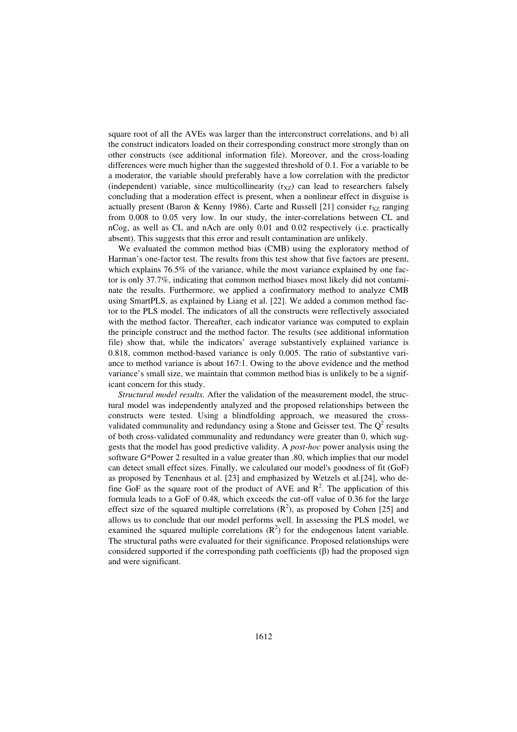square root of all the AVEs was larger than the interconstruct correlations, and b) all the construct indicators loaded on their corresponding construct more strongly than on other constructs (see additional information file). Moreover, and the cross-loading differences were much higher than the suggested threshold of 0.1. For a variable to be a moderator, the variable should preferably have a low correlation with the predictor (independent) variable, since multicollinearity ($r_{XZ}$) can lead to researchers falsely concluding that a moderation effect is present, when a nonlinear effect in disguise is actually present (Baron & Kenny 1986). Carte and Russell [21] consider $r_{XZ}$ ranging from 0.008 to 0.05 very low. In our study, the inter-correlations between CL and nCog, as well as CL and nAch are only 0.01 and 0.02 respectively (i.e. practically absent). This suggests that this error and result contamination are unlikely.

We evaluated the common method bias (CMB) using the exploratory method of Harman's one-factor test. The results from this test show that five factors are present, which explains 76.5% of the variance, while the most variance explained by one factor is only 37.7%, indicating that common method biases most likely did not contaminate the results. Furthermore, we applied a confirmatory method to analyze CMB using SmartPLS, as explained by Liang et al. [22]. We added a common method factor to the PLS model. The indicators of all the constructs were reflectively associated with the method factor. Thereafter, each indicator variance was computed to explain the principle construct and the method factor. The results (see additional information file) show that, while the indicators' average substantively explained variance is 0.818, common method-based variance is only 0.005. The ratio of substantive variance to method variance is about 167:1. Owing to the above evidence and the method variance's small size, we maintain that common method bias is unlikely to be a significant concern for this study.

*Structural model results.* After the validation of the measurement model, the structural model was independently analyzed and the proposed relationships between the constructs were tested. Using a blindfolding approach, we measured the cross-validated communality and redundancy using a Stone and Geisser test. The $Q^2$ results of both cross-validated communality and redundancy were greater than 0, which suggests that the model has good predictive validity. A *post-hoc* power analysis using the software G*Power 2 resulted in a value greater than .80, which implies that our model can detect small effect sizes. Finally, we calculated our model's goodness of fit (GoF) as proposed by Tenenhaus et al. [23] and emphasized by Wetzels et al.[24], who define GoF as the square root of the product of AVE and $R^2$. The application of this formula leads to a GoF of 0.48, which exceeds the cut-off value of 0.36 for the large effect size of the squared multiple correlations ($R^2$), as proposed by Cohen [25] and allows us to conclude that our model performs well. In assessing the PLS model, we examined the squared multiple correlations ($R^2$) for the endogenous latent variable. The structural paths were evaluated for their significance. Proposed relationships were considered supported if the corresponding path coefficients ($\beta$) had the proposed sign and were significant.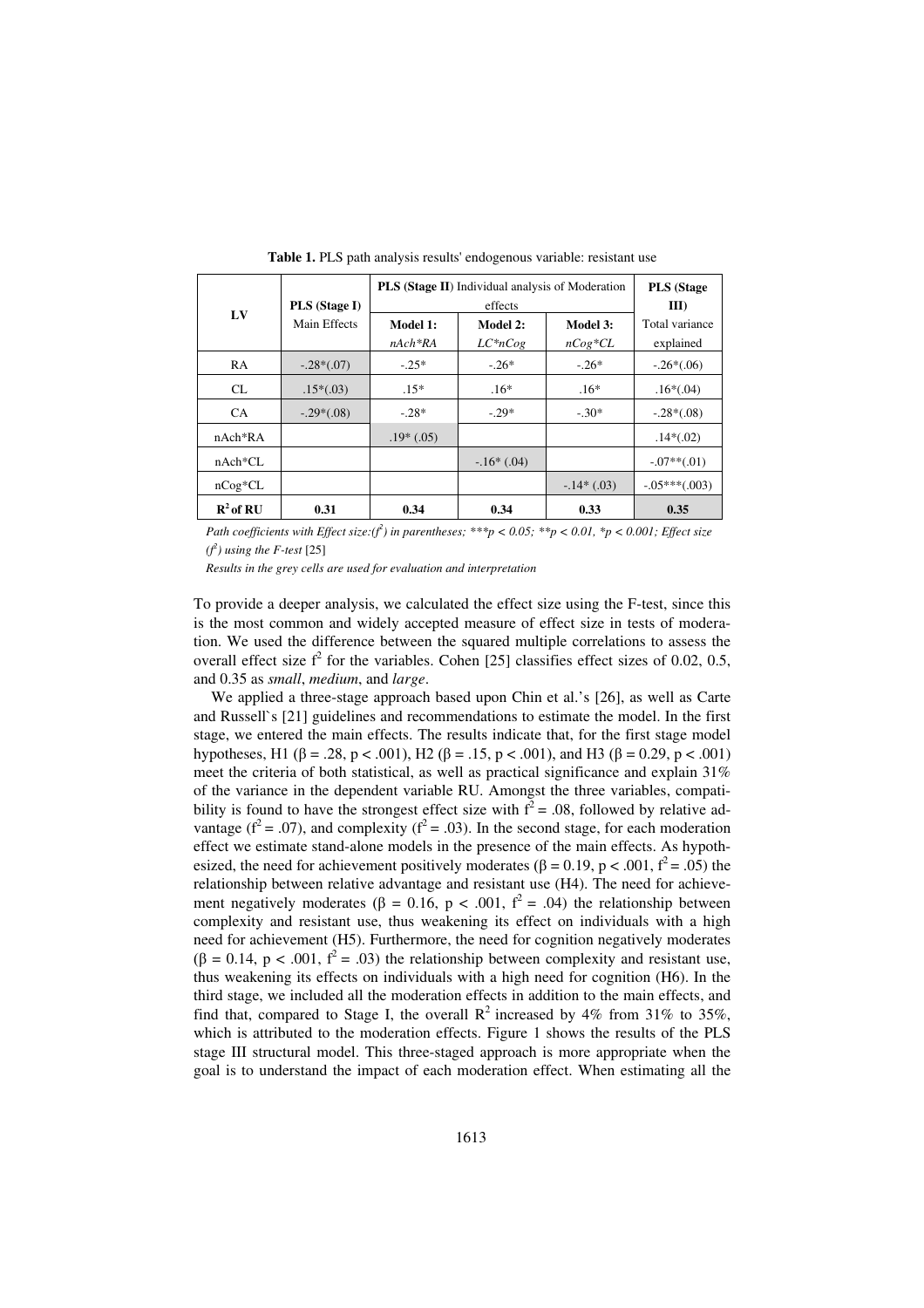**Table 1.** PLS path analysis results' endogenous variable: resistant use

| LV | PLS (Stage I) Main Effects | PLS (Stage II) Individual analysis of Moderation effects | | | PLS (Stage III) Total variance explained |
|---|---|---|---|---|---|
| | | Model 1: *nAch\*RA* | Model 2: *LC\*nCog* | Model 3: *nCog\*CL* | |
| RA | -.28\*(.07) | -.25\* | -.26\* | -.26\* | -.26\*(.06) |
| CL | .15\*(.03) | .15\* | .16\* | .16\* | .16\*(.04) |
| CA | -.29\*(.08) | -.28\* | -.29\* | -.30\* | -.28\*(.08) |
| nAch\*RA | | .19\* (.05) | | | .14\*(.02) |
| nAch\*CL | | | -.16\* (.04) | | -.07\*\*(.01) |
| nCog\*CL | | | | -.14\* (.03) | -.05\*\*\*(.003) |
| $R^2$ of RU | **0.31** | **0.34** | **0.34** | **0.33** | **0.35** |

*Path coefficients with Effect size:($f^2$) in parentheses; \*\*\*p < 0.05; \*\*p < 0.01, \*p < 0.001; Effect size ($f^2$) using the F-test* [25]

*Results in the grey cells are used for evaluation and interpretation*

To provide a deeper analysis, we calculated the effect size using the F-test, since this is the most common and widely accepted measure of effect size in tests of moderation. We used the difference between the squared multiple correlations to assess the overall effect size $f^2$ for the variables. Cohen [25] classifies effect sizes of 0.02, 0.5, and 0.35 as *small*, *medium*, and *large*.

We applied a three-stage approach based upon Chin et al.'s [26], as well as Carte and Russell`s [21] guidelines and recommendations to estimate the model. In the first stage, we entered the main effects. The results indicate that, for the first stage model hypotheses, H1 ($\beta = .28$, $p < .001$), H2 ($\beta = .15$, $p < .001$), and H3 ($\beta = 0.29$, $p < .001$) meet the criteria of both statistical, as well as practical significance and explain 31% of the variance in the dependent variable RU. Amongst the three variables, compatibility is found to have the strongest effect size with $f^2 = .08$, followed by relative advantage ($f^2 = .07$), and complexity ($f^2 = .03$). In the second stage, for each moderation effect we estimate stand-alone models in the presence of the main effects. As hypothesized, the need for achievement positively moderates ($\beta = 0.19$, $p < .001$, $f^2 = .05$) the relationship between relative advantage and resistant use (H4). The need for achievement negatively moderates ($\beta = 0.16$, $p < .001$, $f^2 = .04$) the relationship between complexity and resistant use, thus weakening its effect on individuals with a high need for achievement (H5). Furthermore, the need for cognition negatively moderates ($\beta = 0.14$, $p < .001$, $f^2 = .03$) the relationship between complexity and resistant use, thus weakening its effects on individuals with a high need for cognition (H6). In the third stage, we included all the moderation effects in addition to the main effects, and find that, compared to Stage I, the overall $R^2$ increased by 4% from 31% to 35%, which is attributed to the moderation effects. Figure 1 shows the results of the PLS stage III structural model. This three-staged approach is more appropriate when the goal is to understand the impact of each moderation effect. When estimating all the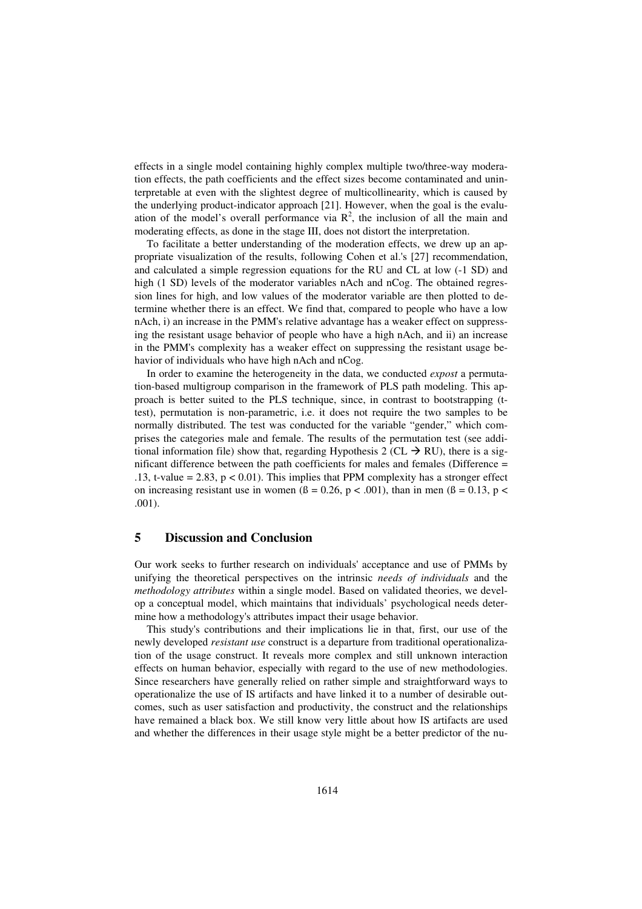effects in a single model containing highly complex multiple two/three-way moderation effects, the path coefficients and the effect sizes become contaminated and uninterpretable at even with the slightest degree of multicollinearity, which is caused by the underlying product-indicator approach [21]. However, when the goal is the evaluation of the model's overall performance via $R^2$, the inclusion of all the main and moderating effects, as done in the stage III, does not distort the interpretation.

To facilitate a better understanding of the moderation effects, we drew up an appropriate visualization of the results, following Cohen et al.'s [27] recommendation, and calculated a simple regression equations for the RU and CL at low (-1 SD) and high (1 SD) levels of the moderator variables nAch and nCog. The obtained regression lines for high, and low values of the moderator variable are then plotted to determine whether there is an effect. We find that, compared to people who have a low nAch, i) an increase in the PMM's relative advantage has a weaker effect on suppressing the resistant usage behavior of people who have a high nAch, and ii) an increase in the PMM's complexity has a weaker effect on suppressing the resistant usage behavior of individuals who have high nAch and nCog.

In order to examine the heterogeneity in the data, we conducted *expost* a permutation-based multigroup comparison in the framework of PLS path modeling. This approach is better suited to the PLS technique, since, in contrast to bootstrapping (t-test), permutation is non-parametric, i.e. it does not require the two samples to be normally distributed. The test was conducted for the variable "gender," which comprises the categories male and female. The results of the permutation test (see additional information file) show that, regarding Hypothesis 2 (CL → RU), there is a significant difference between the path coefficients for males and females (Difference = .13, t-value = 2.83, $p < 0.01$). This implies that PPM complexity has a stronger effect on increasing resistant use in women ($ß = 0.26$, $p < .001$), than in men ($ß = 0.13$, $p < .001$).

## 5 Discussion and Conclusion

Our work seeks to further research on individuals' acceptance and use of PMMs by unifying the theoretical perspectives on the intrinsic *needs of individuals* and the *methodology attributes* within a single model. Based on validated theories, we develop a conceptual model, which maintains that individuals' psychological needs determine how a methodology's attributes impact their usage behavior.

This study's contributions and their implications lie in that, first, our use of the newly developed *resistant use* construct is a departure from traditional operationalization of the usage construct. It reveals more complex and still unknown interaction effects on human behavior, especially with regard to the use of new methodologies. Since researchers have generally relied on rather simple and straightforward ways to operationalize the use of IS artifacts and have linked it to a number of desirable outcomes, such as user satisfaction and productivity, the construct and the relationships have remained a black box. We still know very little about how IS artifacts are used and whether the differences in their usage style might be a better predictor of the nu-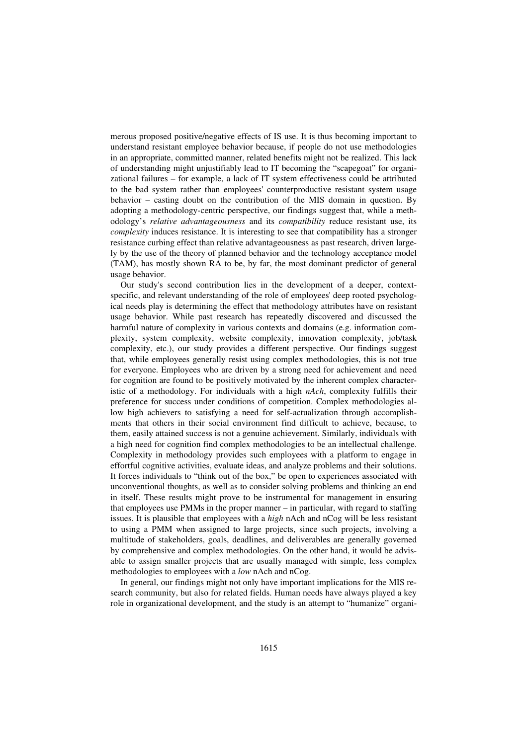merous proposed positive/negative effects of IS use. It is thus becoming important to understand resistant employee behavior because, if people do not use methodologies in an appropriate, committed manner, related benefits might not be realized. This lack of understanding might unjustifiably lead to IT becoming the "scapegoat" for organizational failures – for example, a lack of IT system effectiveness could be attributed to the bad system rather than employees' counterproductive resistant system usage behavior – casting doubt on the contribution of the MIS domain in question. By adopting a methodology-centric perspective, our findings suggest that, while a methodology's *relative advantageousness* and its *compatibility* reduce resistant use, its *complexity* induces resistance. It is interesting to see that compatibility has a stronger resistance curbing effect than relative advantageousness as past research, driven largely by the use of the theory of planned behavior and the technology acceptance model (TAM), has mostly shown RA to be, by far, the most dominant predictor of general usage behavior.

Our study's second contribution lies in the development of a deeper, context-specific, and relevant understanding of the role of employees' deep rooted psychological needs play is determining the effect that methodology attributes have on resistant usage behavior. While past research has repeatedly discovered and discussed the harmful nature of complexity in various contexts and domains (e.g. information complexity, system complexity, website complexity, innovation complexity, job/task complexity, etc.), our study provides a different perspective. Our findings suggest that, while employees generally resist using complex methodologies, this is not true for everyone. Employees who are driven by a strong need for achievement and need for cognition are found to be positively motivated by the inherent complex characteristic of a methodology. For individuals with a high *nAch*, complexity fulfills their preference for success under conditions of competition. Complex methodologies allow high achievers to satisfying a need for self-actualization through accomplishments that others in their social environment find difficult to achieve, because, to them, easily attained success is not a genuine achievement. Similarly, individuals with a high need for cognition find complex methodologies to be an intellectual challenge. Complexity in methodology provides such employees with a platform to engage in effortful cognitive activities, evaluate ideas, and analyze problems and their solutions. It forces individuals to "think out of the box," be open to experiences associated with unconventional thoughts, as well as to consider solving problems and thinking an end in itself. These results might prove to be instrumental for management in ensuring that employees use PMMs in the proper manner – in particular, with regard to staffing issues. It is plausible that employees with a *high* nAch and nCog will be less resistant to using a PMM when assigned to large projects, since such projects, involving a multitude of stakeholders, goals, deadlines, and deliverables are generally governed by comprehensive and complex methodologies. On the other hand, it would be advisable to assign smaller projects that are usually managed with simple, less complex methodologies to employees with a *low* nAch and nCog.

In general, our findings might not only have important implications for the MIS research community, but also for related fields. Human needs have always played a key role in organizational development, and the study is an attempt to "humanize" organi-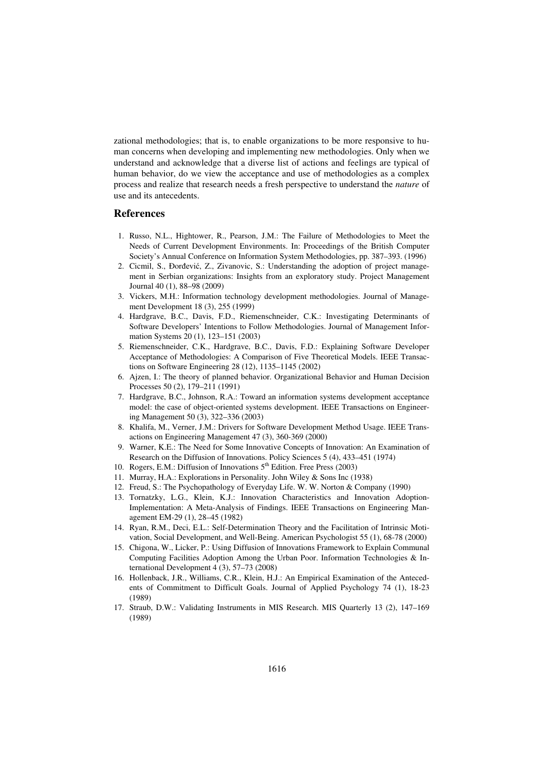zational methodologies; that is, to enable organizations to be more responsive to human concerns when developing and implementing new methodologies. Only when we understand and acknowledge that a diverse list of actions and feelings are typical of human behavior, do we view the acceptance and use of methodologies as a complex process and realize that research needs a fresh perspective to understand the *nature* of use and its antecedents.

## References

1. Russo, N.L., Hightower, R., Pearson, J.M.: The Failure of Methodologies to Meet the Needs of Current Development Environments. In: Proceedings of the British Computer Society's Annual Conference on Information System Methodologies, pp. 387–393. (1996)
2. Cicmil, S., Đorđević, Z., Zivanovic, S.: Understanding the adoption of project management in Serbian organizations: Insights from an exploratory study. Project Management Journal 40 (1), 88–98 (2009)
3. Vickers, M.H.: Information technology development methodologies. Journal of Management Development 18 (3), 255 (1999)
4. Hardgrave, B.C., Davis, F.D., Riemenschneider, C.K.: Investigating Determinants of Software Developers' Intentions to Follow Methodologies. Journal of Management Information Systems 20 (1), 123–151 (2003)
5. Riemenschneider, C.K., Hardgrave, B.C., Davis, F.D.: Explaining Software Developer Acceptance of Methodologies: A Comparison of Five Theoretical Models. IEEE Transactions on Software Engineering 28 (12), 1135–1145 (2002)
6. Ajzen, I.: The theory of planned behavior. Organizational Behavior and Human Decision Processes 50 (2), 179–211 (1991)
7. Hardgrave, B.C., Johnson, R.A.: Toward an information systems development acceptance model: the case of object-oriented systems development. IEEE Transactions on Engineering Management 50 (3), 322–336 (2003)
8. Khalifa, M., Verner, J.M.: Drivers for Software Development Method Usage. IEEE Transactions on Engineering Management 47 (3), 360-369 (2000)
9. Warner, K.E.: The Need for Some Innovative Concepts of Innovation: An Examination of Research on the Diffusion of Innovations. Policy Sciences 5 (4), 433–451 (1974)
10. Rogers, E.M.: Diffusion of Innovations 5th Edition. Free Press (2003)
11. Murray, H.A.: Explorations in Personality. John Wiley & Sons Inc (1938)
12. Freud, S.: The Psychopathology of Everyday Life. W. W. Norton & Company (1990)
13. Tornatzky, L.G., Klein, K.J.: Innovation Characteristics and Innovation Adoption-Implementation: A Meta-Analysis of Findings. IEEE Transactions on Engineering Management EM-29 (1), 28–45 (1982)
14. Ryan, R.M., Deci, E.L.: Self-Determination Theory and the Facilitation of Intrinsic Motivation, Social Development, and Well-Being. American Psychologist 55 (1), 68-78 (2000)
15. Chigona, W., Licker, P.: Using Diffusion of Innovations Framework to Explain Communal Computing Facilities Adoption Among the Urban Poor. Information Technologies & International Development 4 (3), 57–73 (2008)
16. Hollenback, J.R., Williams, C.R., Klein, H.J.: An Empirical Examination of the Antecedents of Commitment to Difficult Goals. Journal of Applied Psychology 74 (1), 18-23 (1989)
17. Straub, D.W.: Validating Instruments in MIS Research. MIS Quarterly 13 (2), 147–169 (1989)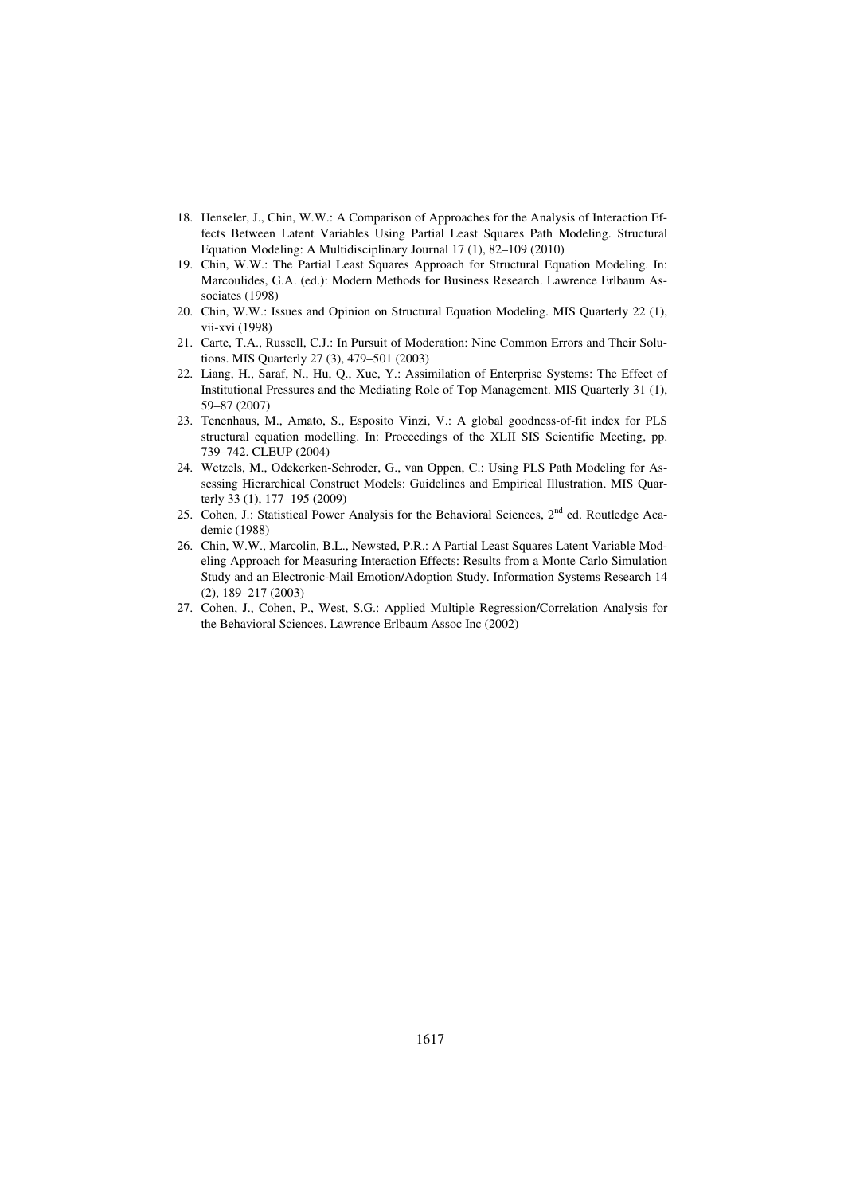18. Henseler, J., Chin, W.W.: A Comparison of Approaches for the Analysis of Interaction Effects Between Latent Variables Using Partial Least Squares Path Modeling. Structural Equation Modeling: A Multidisciplinary Journal 17 (1), 82–109 (2010)
19. Chin, W.W.: The Partial Least Squares Approach for Structural Equation Modeling. In: Marcoulides, G.A. (ed.): Modern Methods for Business Research. Lawrence Erlbaum Associates (1998)
20. Chin, W.W.: Issues and Opinion on Structural Equation Modeling. MIS Quarterly 22 (1), vii-xvi (1998)
21. Carte, T.A., Russell, C.J.: In Pursuit of Moderation: Nine Common Errors and Their Solutions. MIS Quarterly 27 (3), 479–501 (2003)
22. Liang, H., Saraf, N., Hu, Q., Xue, Y.: Assimilation of Enterprise Systems: The Effect of Institutional Pressures and the Mediating Role of Top Management. MIS Quarterly 31 (1), 59–87 (2007)
23. Tenenhaus, M., Amato, S., Esposito Vinzi, V.: A global goodness-of-fit index for PLS structural equation modelling. In: Proceedings of the XLII SIS Scientific Meeting, pp. 739–742. CLEUP (2004)
24. Wetzels, M., Odekerken-Schroder, G., van Oppen, C.: Using PLS Path Modeling for Assessing Hierarchical Construct Models: Guidelines and Empirical Illustration. MIS Quarterly 33 (1), 177–195 (2009)
25. Cohen, J.: Statistical Power Analysis for the Behavioral Sciences, 2nd ed. Routledge Academic (1988)
26. Chin, W.W., Marcolin, B.L., Newsted, P.R.: A Partial Least Squares Latent Variable Modeling Approach for Measuring Interaction Effects: Results from a Monte Carlo Simulation Study and an Electronic-Mail Emotion/Adoption Study. Information Systems Research 14 (2), 189–217 (2003)
27. Cohen, J., Cohen, P., West, S.G.: Applied Multiple Regression/Correlation Analysis for the Behavioral Sciences. Lawrence Erlbaum Assoc Inc (2002)